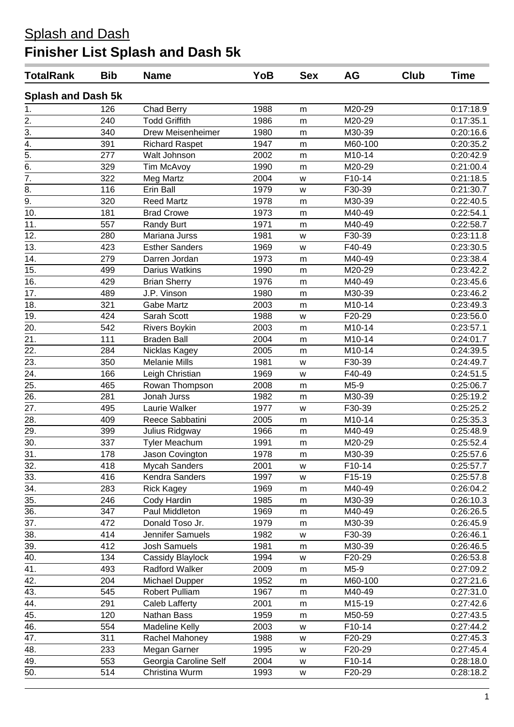# Splash and Dash

## Finisher List Splash and Dash 5k

| TotalRank | Bib | Name | YoB | Sex | AG | Club | Time |
|---|---|---|---|---|---|---|---|
| **Splash and Dash 5k** | | | | | | | |
| 1. | 126 | Chad Berry | 1988 | m | M20-29 | | 0:17:18.9 |
| 2. | 240 | Todd Griffith | 1986 | m | M20-29 | | 0:17:35.1 |
| 3. | 340 | Drew Meisenheimer | 1980 | m | M30-39 | | 0:20:16.6 |
| 4. | 391 | Richard Raspet | 1947 | m | M60-100 | | 0:20:35.2 |
| 5. | 277 | Walt Johnson | 2002 | m | M10-14 | | 0:20:42.9 |
| 6. | 329 | Tim McAvoy | 1990 | m | M20-29 | | 0:21:00.4 |
| 7. | 322 | Meg Martz | 2004 | w | F10-14 | | 0:21:18.5 |
| 8. | 116 | Erin Ball | 1979 | w | F30-39 | | 0:21:30.7 |
| 9. | 320 | Reed Martz | 1978 | m | M30-39 | | 0:22:40.5 |
| 10. | 181 | Brad Crowe | 1973 | m | M40-49 | | 0:22:54.1 |
| 11. | 557 | Randy Burt | 1971 | m | M40-49 | | 0:22:58.7 |
| 12. | 280 | Mariana Jurss | 1981 | w | F30-39 | | 0:23:11.8 |
| 13. | 423 | Esther Sanders | 1969 | w | F40-49 | | 0:23:30.5 |
| 14. | 279 | Darren Jordan | 1973 | m | M40-49 | | 0:23:38.4 |
| 15. | 499 | Darius Watkins | 1990 | m | M20-29 | | 0:23:42.2 |
| 16. | 429 | Brian Sherry | 1976 | m | M40-49 | | 0:23:45.6 |
| 17. | 489 | J.P. Vinson | 1980 | m | M30-39 | | 0:23:46.2 |
| 18. | 321 | Gabe Martz | 2003 | m | M10-14 | | 0:23:49.3 |
| 19. | 424 | Sarah Scott | 1988 | w | F20-29 | | 0:23:56.0 |
| 20. | 542 | Rivers Boykin | 2003 | m | M10-14 | | 0:23:57.1 |
| 21. | 111 | Braden Ball | 2004 | m | M10-14 | | 0:24:01.7 |
| 22. | 284 | Nicklas Kagey | 2005 | m | M10-14 | | 0:24:39.5 |
| 23. | 350 | Melanie Mills | 1981 | w | F30-39 | | 0:24:49.7 |
| 24. | 166 | Leigh Christian | 1969 | w | F40-49 | | 0:24:51.5 |
| 25. | 465 | Rowan Thompson | 2008 | m | M5-9 | | 0:25:06.7 |
| 26. | 281 | Jonah Jurss | 1982 | m | M30-39 | | 0:25:19.2 |
| 27. | 495 | Laurie Walker | 1977 | w | F30-39 | | 0:25:25.2 |
| 28. | 409 | Reece Sabbatini | 2005 | m | M10-14 | | 0:25:35.3 |
| 29. | 399 | Julius Ridgway | 1966 | m | M40-49 | | 0:25:48.9 |
| 30. | 337 | Tyler Meachum | 1991 | m | M20-29 | | 0:25:52.4 |
| 31. | 178 | Jason Covington | 1978 | m | M30-39 | | 0:25:57.6 |
| 32. | 418 | Mycah Sanders | 2001 | w | F10-14 | | 0:25:57.7 |
| 33. | 416 | Kendra Sanders | 1997 | w | F15-19 | | 0:25:57.8 |
| 34. | 283 | Rick Kagey | 1969 | m | M40-49 | | 0:26:04.2 |
| 35. | 246 | Cody Hardin | 1985 | m | M30-39 | | 0:26:10.3 |
| 36. | 347 | Paul Middleton | 1969 | m | M40-49 | | 0:26:26.5 |
| 37. | 472 | Donald Toso Jr. | 1979 | m | M30-39 | | 0:26:45.9 |
| 38. | 414 | Jennifer Samuels | 1982 | w | F30-39 | | 0:26:46.1 |
| 39. | 412 | Josh Samuels | 1981 | m | M30-39 | | 0:26:46.5 |
| 40. | 134 | Cassidy Blaylock | 1994 | w | F20-29 | | 0:26:53.8 |
| 41. | 493 | Radford Walker | 2009 | m | M5-9 | | 0:27:09.2 |
| 42. | 204 | Michael Dupper | 1952 | m | M60-100 | | 0:27:21.6 |
| 43. | 545 | Robert Pulliam | 1967 | m | M40-49 | | 0:27:31.0 |
| 44. | 291 | Caleb Lafferty | 2001 | m | M15-19 | | 0:27:42.6 |
| 45. | 120 | Nathan Bass | 1959 | m | M50-59 | | 0:27:43.5 |
| 46. | 554 | Madeline Kelly | 2003 | w | F10-14 | | 0:27:44.2 |
| 47. | 311 | Rachel Mahoney | 1988 | w | F20-29 | | 0:27:45.3 |
| 48. | 233 | Megan Garner | 1995 | w | F20-29 | | 0:27:45.4 |
| 49. | 553 | Georgia Caroline Self | 2004 | w | F10-14 | | 0:28:18.0 |
| 50. | 514 | Christina Wurm | 1993 | w | F20-29 | | 0:28:18.2 |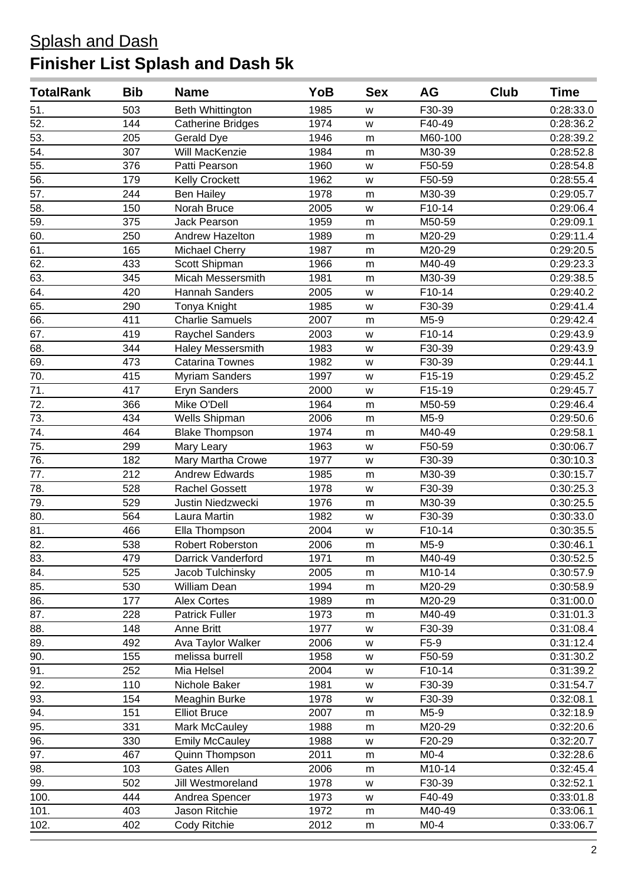## Splash and Dash

# Finisher List Splash and Dash 5k

| TotalRank | Bib | Name | YoB | Sex | AG | Club | Time |
|---|---|---|---|---|---|---|---|
| 51. | 503 | Beth Whittington | 1985 | w | F30-39 | | 0:28:33.0 |
| 52. | 144 | Catherine Bridges | 1974 | w | F40-49 | | 0:28:36.2 |
| 53. | 205 | Gerald Dye | 1946 | m | M60-100 | | 0:28:39.2 |
| 54. | 307 | Will MacKenzie | 1984 | m | M30-39 | | 0:28:52.8 |
| 55. | 376 | Patti Pearson | 1960 | w | F50-59 | | 0:28:54.8 |
| 56. | 179 | Kelly Crockett | 1962 | w | F50-59 | | 0:28:55.4 |
| 57. | 244 | Ben Hailey | 1978 | m | M30-39 | | 0:29:05.7 |
| 58. | 150 | Norah Bruce | 2005 | w | F10-14 | | 0:29:06.4 |
| 59. | 375 | Jack Pearson | 1959 | m | M50-59 | | 0:29:09.1 |
| 60. | 250 | Andrew Hazelton | 1989 | m | M20-29 | | 0:29:11.4 |
| 61. | 165 | Michael Cherry | 1987 | m | M20-29 | | 0:29:20.5 |
| 62. | 433 | Scott Shipman | 1966 | m | M40-49 | | 0:29:23.3 |
| 63. | 345 | Micah Messersmith | 1981 | m | M30-39 | | 0:29:38.5 |
| 64. | 420 | Hannah Sanders | 2005 | w | F10-14 | | 0:29:40.2 |
| 65. | 290 | Tonya Knight | 1985 | w | F30-39 | | 0:29:41.4 |
| 66. | 411 | Charlie Samuels | 2007 | m | M5-9 | | 0:29:42.4 |
| 67. | 419 | Raychel Sanders | 2003 | w | F10-14 | | 0:29:43.9 |
| 68. | 344 | Haley Messersmith | 1983 | w | F30-39 | | 0:29:43.9 |
| 69. | 473 | Catarina Townes | 1982 | w | F30-39 | | 0:29:44.1 |
| 70. | 415 | Myriam Sanders | 1997 | w | F15-19 | | 0:29:45.2 |
| 71. | 417 | Eryn Sanders | 2000 | w | F15-19 | | 0:29:45.7 |
| 72. | 366 | Mike O'Dell | 1964 | m | M50-59 | | 0:29:46.4 |
| 73. | 434 | Wells Shipman | 2006 | m | M5-9 | | 0:29:50.6 |
| 74. | 464 | Blake Thompson | 1974 | m | M40-49 | | 0:29:58.1 |
| 75. | 299 | Mary Leary | 1963 | w | F50-59 | | 0:30:06.7 |
| 76. | 182 | Mary Martha Crowe | 1977 | w | F30-39 | | 0:30:10.3 |
| 77. | 212 | Andrew Edwards | 1985 | m | M30-39 | | 0:30:15.7 |
| 78. | 528 | Rachel Gossett | 1978 | w | F30-39 | | 0:30:25.3 |
| 79. | 529 | Justin Niedzwecki | 1976 | m | M30-39 | | 0:30:25.5 |
| 80. | 564 | Laura Martin | 1982 | w | F30-39 | | 0:30:33.0 |
| 81. | 466 | Ella Thompson | 2004 | w | F10-14 | | 0:30:35.5 |
| 82. | 538 | Robert Roberston | 2006 | m | M5-9 | | 0:30:46.1 |
| 83. | 479 | Darrick Vanderford | 1971 | m | M40-49 | | 0:30:52.5 |
| 84. | 525 | Jacob Tulchinsky | 2005 | m | M10-14 | | 0:30:57.9 |
| 85. | 530 | William Dean | 1994 | m | M20-29 | | 0:30:58.9 |
| 86. | 177 | Alex Cortes | 1989 | m | M20-29 | | 0:31:00.0 |
| 87. | 228 | Patrick Fuller | 1973 | m | M40-49 | | 0:31:01.3 |
| 88. | 148 | Anne Britt | 1977 | w | F30-39 | | 0:31:08.4 |
| 89. | 492 | Ava Taylor Walker | 2006 | w | F5-9 | | 0:31:12.4 |
| 90. | 155 | melissa burrell | 1958 | w | F50-59 | | 0:31:30.2 |
| 91. | 252 | Mia Helsel | 2004 | w | F10-14 | | 0:31:39.2 |
| 92. | 110 | Nichole Baker | 1981 | w | F30-39 | | 0:31:54.7 |
| 93. | 154 | Meaghin Burke | 1978 | w | F30-39 | | 0:32:08.1 |
| 94. | 151 | Elliot Bruce | 2007 | m | M5-9 | | 0:32:18.9 |
| 95. | 331 | Mark McCauley | 1988 | m | M20-29 | | 0:32:20.6 |
| 96. | 330 | Emily McCauley | 1988 | w | F20-29 | | 0:32:20.7 |
| 97. | 467 | Quinn Thompson | 2011 | m | M0-4 | | 0:32:28.6 |
| 98. | 103 | Gates Allen | 2006 | m | M10-14 | | 0:32:45.4 |
| 99. | 502 | Jill Westmoreland | 1978 | w | F30-39 | | 0:32:52.1 |
| 100. | 444 | Andrea Spencer | 1973 | w | F40-49 | | 0:33:01.8 |
| 101. | 403 | Jason Ritchie | 1972 | m | M40-49 | | 0:33:06.1 |
| 102. | 402 | Cody Ritchie | 2012 | m | M0-4 | | 0:33:06.7 |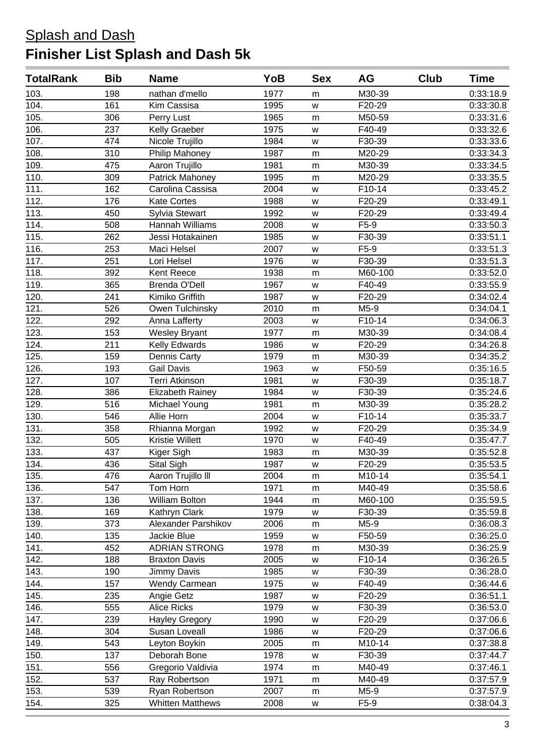# Splash and Dash

## Finisher List Splash and Dash 5k

| TotalRank | Bib | Name | YoB | Sex | AG | Club | Time |
|---|---|---|---|---|---|---|---|
| 103. | 198 | nathan d'mello | 1977 | m | M30-39 | | 0:33:18.9 |
| 104. | 161 | Kim Cassisa | 1995 | w | F20-29 | | 0:33:30.8 |
| 105. | 306 | Perry Lust | 1965 | m | M50-59 | | 0:33:31.6 |
| 106. | 237 | Kelly Graeber | 1975 | w | F40-49 | | 0:33:32.6 |
| 107. | 474 | Nicole Trujillo | 1984 | w | F30-39 | | 0:33:33.6 |
| 108. | 310 | Philip Mahoney | 1987 | m | M20-29 | | 0:33:34.3 |
| 109. | 475 | Aaron Trujillo | 1981 | m | M30-39 | | 0:33:34.5 |
| 110. | 309 | Patrick Mahoney | 1995 | m | M20-29 | | 0:33:35.5 |
| 111. | 162 | Carolina Cassisa | 2004 | w | F10-14 | | 0:33:45.2 |
| 112. | 176 | Kate Cortes | 1988 | w | F20-29 | | 0:33:49.1 |
| 113. | 450 | Sylvia Stewart | 1992 | w | F20-29 | | 0:33:49.4 |
| 114. | 508 | Hannah Williams | 2008 | w | F5-9 | | 0:33:50.3 |
| 115. | 262 | Jessi Hotakainen | 1985 | w | F30-39 | | 0:33:51.1 |
| 116. | 253 | Maci Helsel | 2007 | w | F5-9 | | 0:33:51.3 |
| 117. | 251 | Lori Helsel | 1976 | w | F30-39 | | 0:33:51.3 |
| 118. | 392 | Kent Reece | 1938 | m | M60-100 | | 0:33:52.0 |
| 119. | 365 | Brenda O'Dell | 1967 | w | F40-49 | | 0:33:55.9 |
| 120. | 241 | Kimiko Griffith | 1987 | w | F20-29 | | 0:34:02.4 |
| 121. | 526 | Owen Tulchinsky | 2010 | m | M5-9 | | 0:34:04.1 |
| 122. | 292 | Anna Lafferty | 2003 | w | F10-14 | | 0:34:06.3 |
| 123. | 153 | Wesley Bryant | 1977 | m | M30-39 | | 0:34:08.4 |
| 124. | 211 | Kelly Edwards | 1986 | w | F20-29 | | 0:34:26.8 |
| 125. | 159 | Dennis Carty | 1979 | m | M30-39 | | 0:34:35.2 |
| 126. | 193 | Gail Davis | 1963 | w | F50-59 | | 0:35:16.5 |
| 127. | 107 | Terri Atkinson | 1981 | w | F30-39 | | 0:35:18.7 |
| 128. | 386 | Elizabeth Rainey | 1984 | w | F30-39 | | 0:35:24.6 |
| 129. | 516 | Michael Young | 1981 | m | M30-39 | | 0:35:28.2 |
| 130. | 546 | Allie Horn | 2004 | w | F10-14 | | 0:35:33.7 |
| 131. | 358 | Rhianna Morgan | 1992 | w | F20-29 | | 0:35:34.9 |
| 132. | 505 | Kristie Willett | 1970 | w | F40-49 | | 0:35:47.7 |
| 133. | 437 | Kiger Sigh | 1983 | m | M30-39 | | 0:35:52.8 |
| 134. | 436 | Sital Sigh | 1987 | w | F20-29 | | 0:35:53.5 |
| 135. | 476 | Aaron Trujillo lll | 2004 | m | M10-14 | | 0:35:54.1 |
| 136. | 547 | Tom Horn | 1971 | m | M40-49 | | 0:35:58.6 |
| 137. | 136 | William Bolton | 1944 | m | M60-100 | | 0:35:59.5 |
| 138. | 169 | Kathryn Clark | 1979 | w | F30-39 | | 0:35:59.8 |
| 139. | 373 | Alexander Parshikov | 2006 | m | M5-9 | | 0:36:08.3 |
| 140. | 135 | Jackie Blue | 1959 | w | F50-59 | | 0:36:25.0 |
| 141. | 452 | ADRIAN STRONG | 1978 | m | M30-39 | | 0:36:25.9 |
| 142. | 188 | Braxton Davis | 2005 | w | F10-14 | | 0:36:26.5 |
| 143. | 190 | Jimmy Davis | 1985 | w | F30-39 | | 0:36:28.0 |
| 144. | 157 | Wendy Carmean | 1975 | w | F40-49 | | 0:36:44.6 |
| 145. | 235 | Angie Getz | 1987 | w | F20-29 | | 0:36:51.1 |
| 146. | 555 | Alice Ricks | 1979 | w | F30-39 | | 0:36:53.0 |
| 147. | 239 | Hayley Gregory | 1990 | w | F20-29 | | 0:37:06.6 |
| 148. | 304 | Susan Loveall | 1986 | w | F20-29 | | 0:37:06.6 |
| 149. | 543 | Leyton Boykin | 2005 | m | M10-14 | | 0:37:38.8 |
| 150. | 137 | Deborah Bone | 1978 | w | F30-39 | | 0:37:44.7 |
| 151. | 556 | Gregorio Valdivia | 1974 | m | M40-49 | | 0:37:46.1 |
| 152. | 537 | Ray Robertson | 1971 | m | M40-49 | | 0:37:57.9 |
| 153. | 539 | Ryan Robertson | 2007 | m | M5-9 | | 0:37:57.9 |
| 154. | 325 | Whitten Matthews | 2008 | w | F5-9 | | 0:38:04.3 |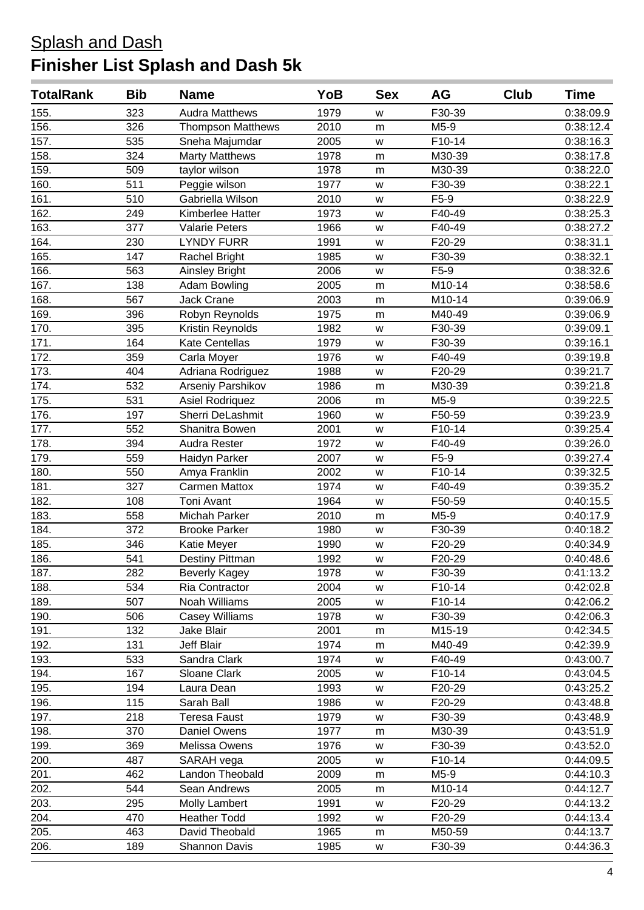# Splash and Dash

## Finisher List Splash and Dash 5k

| TotalRank | Bib | Name | YoB | Sex | AG | Club | Time |
|---|---|---|---|---|---|---|---|
| 155. | 323 | Audra Matthews | 1979 | w | F30-39 | | 0:38:09.9 |
| 156. | 326 | Thompson Matthews | 2010 | m | M5-9 | | 0:38:12.4 |
| 157. | 535 | Sneha Majumdar | 2005 | w | F10-14 | | 0:38:16.3 |
| 158. | 324 | Marty Matthews | 1978 | m | M30-39 | | 0:38:17.8 |
| 159. | 509 | taylor wilson | 1978 | m | M30-39 | | 0:38:22.0 |
| 160. | 511 | Peggie wilson | 1977 | w | F30-39 | | 0:38:22.1 |
| 161. | 510 | Gabriella Wilson | 2010 | w | F5-9 | | 0:38:22.9 |
| 162. | 249 | Kimberlee Hatter | 1973 | w | F40-49 | | 0:38:25.3 |
| 163. | 377 | Valarie Peters | 1966 | w | F40-49 | | 0:38:27.2 |
| 164. | 230 | LYNDY FURR | 1991 | w | F20-29 | | 0:38:31.1 |
| 165. | 147 | Rachel Bright | 1985 | w | F30-39 | | 0:38:32.1 |
| 166. | 563 | Ainsley Bright | 2006 | w | F5-9 | | 0:38:32.6 |
| 167. | 138 | Adam Bowling | 2005 | m | M10-14 | | 0:38:58.6 |
| 168. | 567 | Jack Crane | 2003 | m | M10-14 | | 0:39:06.9 |
| 169. | 396 | Robyn Reynolds | 1975 | m | M40-49 | | 0:39:06.9 |
| 170. | 395 | Kristin Reynolds | 1982 | w | F30-39 | | 0:39:09.1 |
| 171. | 164 | Kate Centellas | 1979 | w | F30-39 | | 0:39:16.1 |
| 172. | 359 | Carla Moyer | 1976 | w | F40-49 | | 0:39:19.8 |
| 173. | 404 | Adriana Rodriguez | 1988 | w | F20-29 | | 0:39:21.7 |
| 174. | 532 | Arseniy Parshikov | 1986 | m | M30-39 | | 0:39:21.8 |
| 175. | 531 | Asiel Rodriquez | 2006 | m | M5-9 | | 0:39:22.5 |
| 176. | 197 | Sherri DeLashmit | 1960 | w | F50-59 | | 0:39:23.9 |
| 177. | 552 | Shanitra Bowen | 2001 | w | F10-14 | | 0:39:25.4 |
| 178. | 394 | Audra Rester | 1972 | w | F40-49 | | 0:39:26.0 |
| 179. | 559 | Haidyn Parker | 2007 | w | F5-9 | | 0:39:27.4 |
| 180. | 550 | Amya Franklin | 2002 | w | F10-14 | | 0:39:32.5 |
| 181. | 327 | Carmen Mattox | 1974 | w | F40-49 | | 0:39:35.2 |
| 182. | 108 | Toni Avant | 1964 | w | F50-59 | | 0:40:15.5 |
| 183. | 558 | Michah Parker | 2010 | m | M5-9 | | 0:40:17.9 |
| 184. | 372 | Brooke Parker | 1980 | w | F30-39 | | 0:40:18.2 |
| 185. | 346 | Katie Meyer | 1990 | w | F20-29 | | 0:40:34.9 |
| 186. | 541 | Destiny Pittman | 1992 | w | F20-29 | | 0:40:48.6 |
| 187. | 282 | Beverly Kagey | 1978 | w | F30-39 | | 0:41:13.2 |
| 188. | 534 | Ria Contractor | 2004 | w | F10-14 | | 0:42:02.8 |
| 189. | 507 | Noah Williams | 2005 | w | F10-14 | | 0:42:06.2 |
| 190. | 506 | Casey Williams | 1978 | w | F30-39 | | 0:42:06.3 |
| 191. | 132 | Jake Blair | 2001 | m | M15-19 | | 0:42:34.5 |
| 192. | 131 | Jeff Blair | 1974 | m | M40-49 | | 0:42:39.9 |
| 193. | 533 | Sandra Clark | 1974 | w | F40-49 | | 0:43:00.7 |
| 194. | 167 | Sloane Clark | 2005 | w | F10-14 | | 0:43:04.5 |
| 195. | 194 | Laura Dean | 1993 | w | F20-29 | | 0:43:25.2 |
| 196. | 115 | Sarah Ball | 1986 | w | F20-29 | | 0:43:48.8 |
| 197. | 218 | Teresa Faust | 1979 | w | F30-39 | | 0:43:48.9 |
| 198. | 370 | Daniel Owens | 1977 | m | M30-39 | | 0:43:51.9 |
| 199. | 369 | Melissa Owens | 1976 | w | F30-39 | | 0:43:52.0 |
| 200. | 487 | SARAH vega | 2005 | w | F10-14 | | 0:44:09.5 |
| 201. | 462 | Landon Theobald | 2009 | m | M5-9 | | 0:44:10.3 |
| 202. | 544 | Sean Andrews | 2005 | m | M10-14 | | 0:44:12.7 |
| 203. | 295 | Molly Lambert | 1991 | w | F20-29 | | 0:44:13.2 |
| 204. | 470 | Heather Todd | 1992 | w | F20-29 | | 0:44:13.4 |
| 205. | 463 | David Theobald | 1965 | m | M50-59 | | 0:44:13.7 |
| 206. | 189 | Shannon Davis | 1985 | w | F30-39 | | 0:44:36.3 |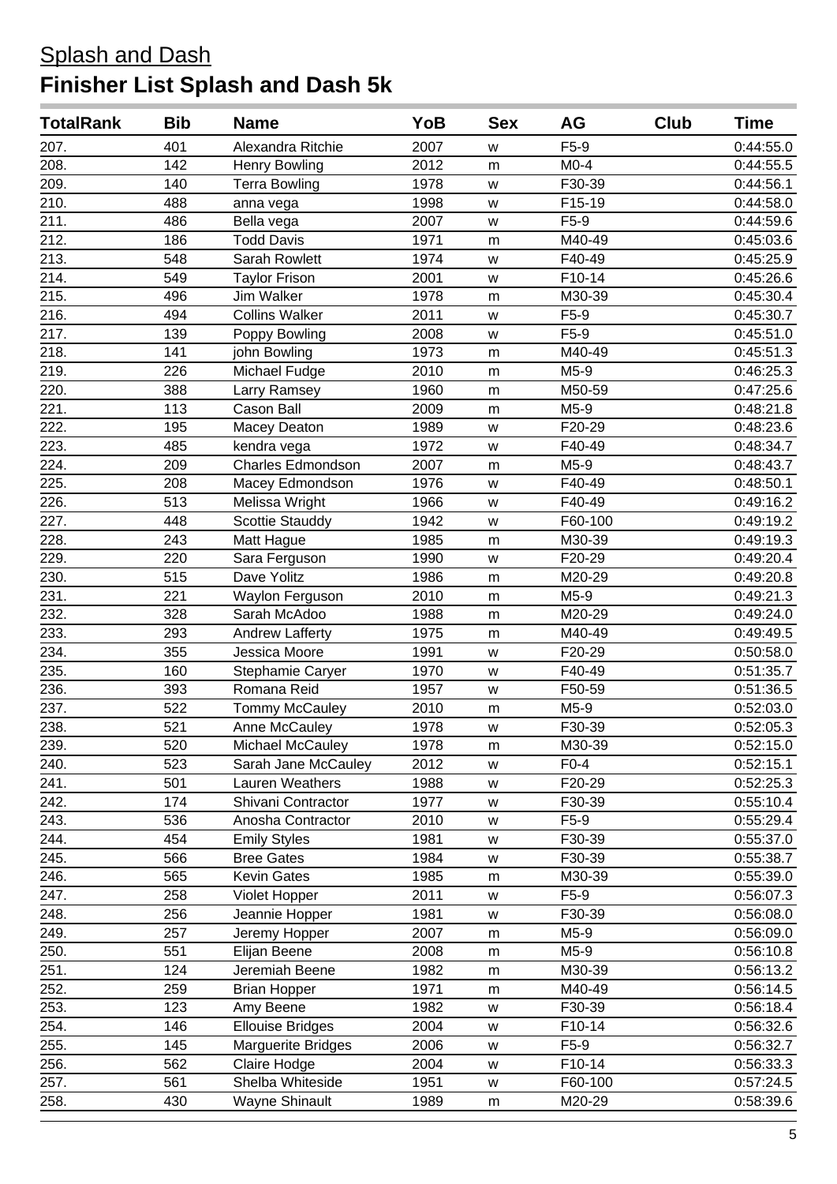## Splash and Dash

# Finisher List Splash and Dash 5k

| TotalRank | Bib | Name | YoB | Sex | AG | Club | Time |
|---|---|---|---|---|---|---|---|
| 207. | 401 | Alexandra Ritchie | 2007 | w | F5-9 | | 0:44:55.0 |
| 208. | 142 | Henry Bowling | 2012 | m | M0-4 | | 0:44:55.5 |
| 209. | 140 | Terra Bowling | 1978 | w | F30-39 | | 0:44:56.1 |
| 210. | 488 | anna vega | 1998 | w | F15-19 | | 0:44:58.0 |
| 211. | 486 | Bella vega | 2007 | w | F5-9 | | 0:44:59.6 |
| 212. | 186 | Todd Davis | 1971 | m | M40-49 | | 0:45:03.6 |
| 213. | 548 | Sarah Rowlett | 1974 | w | F40-49 | | 0:45:25.9 |
| 214. | 549 | Taylor Frison | 2001 | w | F10-14 | | 0:45:26.6 |
| 215. | 496 | Jim Walker | 1978 | m | M30-39 | | 0:45:30.4 |
| 216. | 494 | Collins Walker | 2011 | w | F5-9 | | 0:45:30.7 |
| 217. | 139 | Poppy Bowling | 2008 | w | F5-9 | | 0:45:51.0 |
| 218. | 141 | john Bowling | 1973 | m | M40-49 | | 0:45:51.3 |
| 219. | 226 | Michael Fudge | 2010 | m | M5-9 | | 0:46:25.3 |
| 220. | 388 | Larry Ramsey | 1960 | m | M50-59 | | 0:47:25.6 |
| 221. | 113 | Cason Ball | 2009 | m | M5-9 | | 0:48:21.8 |
| 222. | 195 | Macey Deaton | 1989 | w | F20-29 | | 0:48:23.6 |
| 223. | 485 | kendra vega | 1972 | w | F40-49 | | 0:48:34.7 |
| 224. | 209 | Charles Edmondson | 2007 | m | M5-9 | | 0:48:43.7 |
| 225. | 208 | Macey Edmondson | 1976 | w | F40-49 | | 0:48:50.1 |
| 226. | 513 | Melissa Wright | 1966 | w | F40-49 | | 0:49:16.2 |
| 227. | 448 | Scottie Stauddy | 1942 | w | F60-100 | | 0:49:19.2 |
| 228. | 243 | Matt Hague | 1985 | m | M30-39 | | 0:49:19.3 |
| 229. | 220 | Sara Ferguson | 1990 | w | F20-29 | | 0:49:20.4 |
| 230. | 515 | Dave Yolitz | 1986 | m | M20-29 | | 0:49:20.8 |
| 231. | 221 | Waylon Ferguson | 2010 | m | M5-9 | | 0:49:21.3 |
| 232. | 328 | Sarah McAdoo | 1988 | m | M20-29 | | 0:49:24.0 |
| 233. | 293 | Andrew Lafferty | 1975 | m | M40-49 | | 0:49:49.5 |
| 234. | 355 | Jessica Moore | 1991 | w | F20-29 | | 0:50:58.0 |
| 235. | 160 | Stephamie Caryer | 1970 | w | F40-49 | | 0:51:35.7 |
| 236. | 393 | Romana Reid | 1957 | w | F50-59 | | 0:51:36.5 |
| 237. | 522 | Tommy McCauley | 2010 | m | M5-9 | | 0:52:03.0 |
| 238. | 521 | Anne McCauley | 1978 | w | F30-39 | | 0:52:05.3 |
| 239. | 520 | Michael McCauley | 1978 | m | M30-39 | | 0:52:15.0 |
| 240. | 523 | Sarah Jane McCauley | 2012 | w | F0-4 | | 0:52:15.1 |
| 241. | 501 | Lauren Weathers | 1988 | w | F20-29 | | 0:52:25.3 |
| 242. | 174 | Shivani Contractor | 1977 | w | F30-39 | | 0:55:10.4 |
| 243. | 536 | Anosha Contractor | 2010 | w | F5-9 | | 0:55:29.4 |
| 244. | 454 | Emily Styles | 1981 | w | F30-39 | | 0:55:37.0 |
| 245. | 566 | Bree Gates | 1984 | w | F30-39 | | 0:55:38.7 |
| 246. | 565 | Kevin Gates | 1985 | m | M30-39 | | 0:55:39.0 |
| 247. | 258 | Violet Hopper | 2011 | w | F5-9 | | 0:56:07.3 |
| 248. | 256 | Jeannie Hopper | 1981 | w | F30-39 | | 0:56:08.0 |
| 249. | 257 | Jeremy Hopper | 2007 | m | M5-9 | | 0:56:09.0 |
| 250. | 551 | Elijan Beene | 2008 | m | M5-9 | | 0:56:10.8 |
| 251. | 124 | Jeremiah Beene | 1982 | m | M30-39 | | 0:56:13.2 |
| 252. | 259 | Brian Hopper | 1971 | m | M40-49 | | 0:56:14.5 |
| 253. | 123 | Amy Beene | 1982 | w | F30-39 | | 0:56:18.4 |
| 254. | 146 | Ellouise Bridges | 2004 | w | F10-14 | | 0:56:32.6 |
| 255. | 145 | Marguerite Bridges | 2006 | w | F5-9 | | 0:56:32.7 |
| 256. | 562 | Claire Hodge | 2004 | w | F10-14 | | 0:56:33.3 |
| 257. | 561 | Shelba Whiteside | 1951 | w | F60-100 | | 0:57:24.5 |
| 258. | 430 | Wayne Shinault | 1989 | m | M20-29 | | 0:58:39.6 |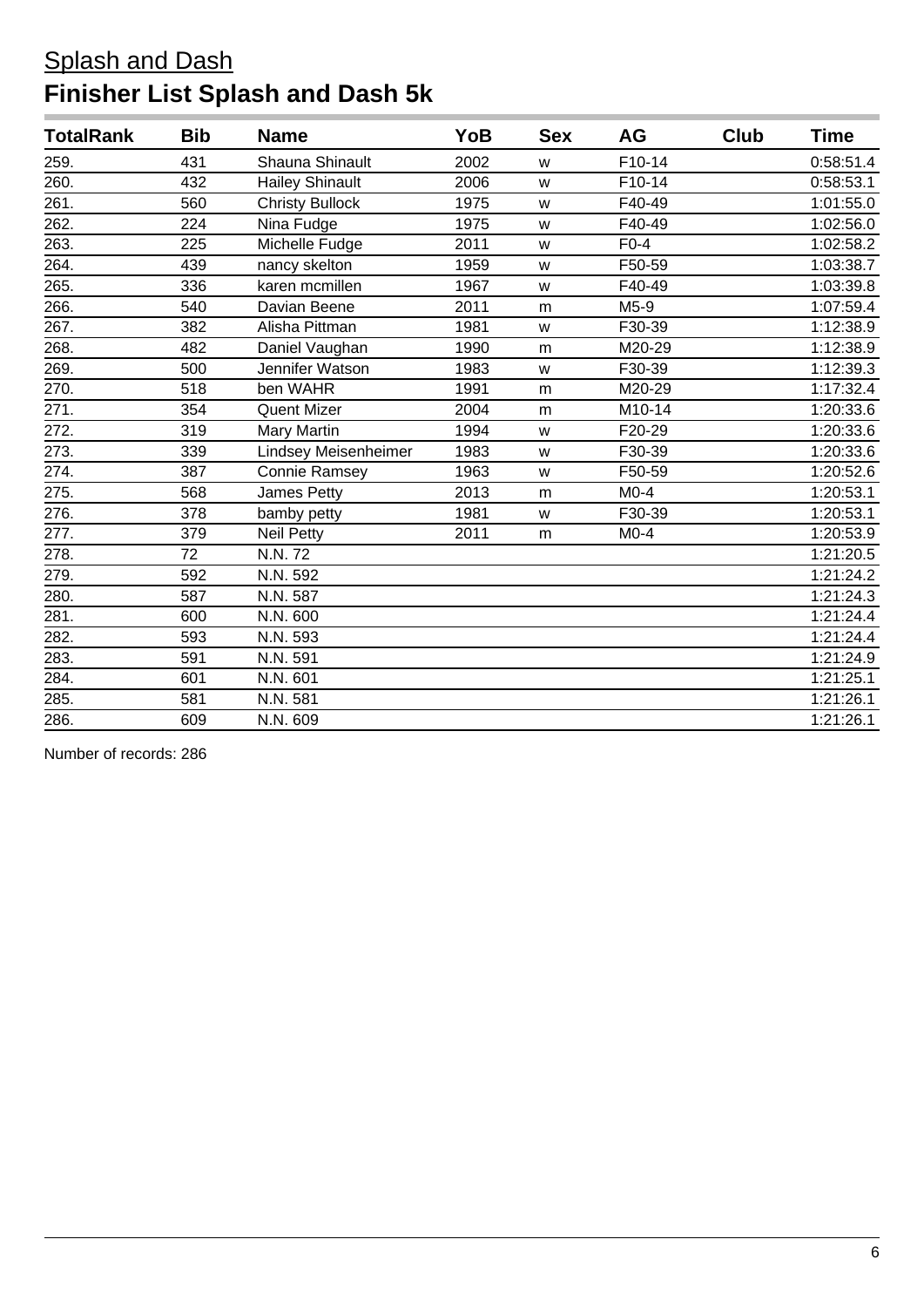## Splash and Dash

# Finisher List Splash and Dash 5k

| TotalRank | Bib | Name | YoB | Sex | AG | Club | Time |
|---|---|---|---|---|---|---|---|
| 259. | 431 | Shauna Shinault | 2002 | w | F10-14 | | 0:58:51.4 |
| 260. | 432 | Hailey Shinault | 2006 | w | F10-14 | | 0:58:53.1 |
| 261. | 560 | Christy Bullock | 1975 | w | F40-49 | | 1:01:55.0 |
| 262. | 224 | Nina Fudge | 1975 | w | F40-49 | | 1:02:56.0 |
| 263. | 225 | Michelle Fudge | 2011 | w | F0-4 | | 1:02:58.2 |
| 264. | 439 | nancy skelton | 1959 | w | F50-59 | | 1:03:38.7 |
| 265. | 336 | karen mcmillen | 1967 | w | F40-49 | | 1:03:39.8 |
| 266. | 540 | Davian Beene | 2011 | m | M5-9 | | 1:07:59.4 |
| 267. | 382 | Alisha Pittman | 1981 | w | F30-39 | | 1:12:38.9 |
| 268. | 482 | Daniel Vaughan | 1990 | m | M20-29 | | 1:12:38.9 |
| 269. | 500 | Jennifer Watson | 1983 | w | F30-39 | | 1:12:39.3 |
| 270. | 518 | ben WAHR | 1991 | m | M20-29 | | 1:17:32.4 |
| 271. | 354 | Quent Mizer | 2004 | m | M10-14 | | 1:20:33.6 |
| 272. | 319 | Mary Martin | 1994 | w | F20-29 | | 1:20:33.6 |
| 273. | 339 | Lindsey Meisenheimer | 1983 | w | F30-39 | | 1:20:33.6 |
| 274. | 387 | Connie Ramsey | 1963 | w | F50-59 | | 1:20:52.6 |
| 275. | 568 | James Petty | 2013 | m | M0-4 | | 1:20:53.1 |
| 276. | 378 | bamby petty | 1981 | w | F30-39 | | 1:20:53.1 |
| 277. | 379 | Neil Petty | 2011 | m | M0-4 | | 1:20:53.9 |
| 278. | 72 | N.N. 72 | | | | | 1:21:20.5 |
| 279. | 592 | N.N. 592 | | | | | 1:21:24.2 |
| 280. | 587 | N.N. 587 | | | | | 1:21:24.3 |
| 281. | 600 | N.N. 600 | | | | | 1:21:24.4 |
| 282. | 593 | N.N. 593 | | | | | 1:21:24.4 |
| 283. | 591 | N.N. 591 | | | | | 1:21:24.9 |
| 284. | 601 | N.N. 601 | | | | | 1:21:25.1 |
| 285. | 581 | N.N. 581 | | | | | 1:21:26.1 |
| 286. | 609 | N.N. 609 | | | | | 1:21:26.1 |

Number of records: 286